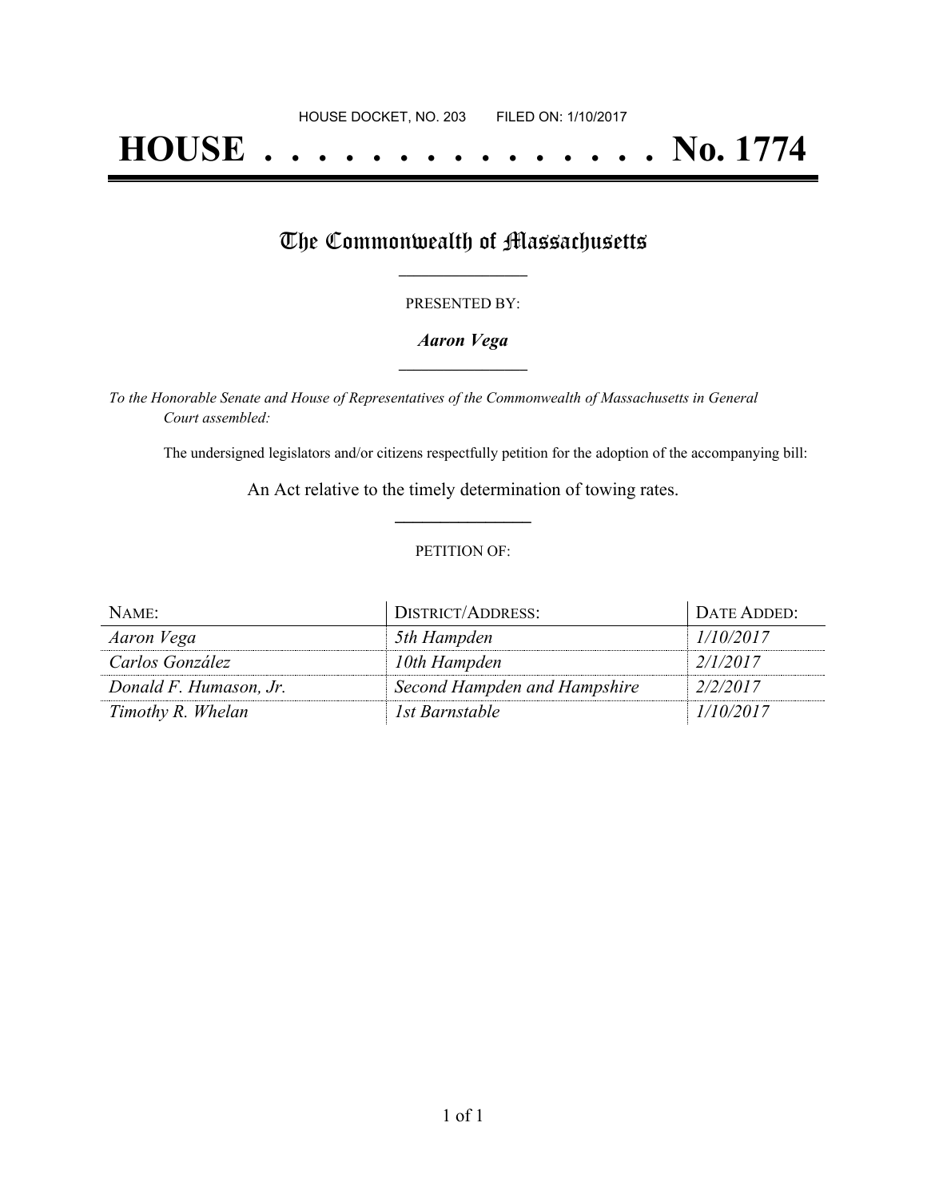HOUSE DOCKET, NO. 203        FILED ON: 1/10/2017

# HOUSE . . . . . . . . . . . . . . . No. 1774

## The Commonwealth of Massachusetts

PRESENTED BY:

***Aaron Vega***

*To the Honorable Senate and House of Representatives of the Commonwealth of Massachusetts in General Court assembled:*

The undersigned legislators and/or citizens respectfully petition for the adoption of the accompanying bill:

An Act relative to the timely determination of towing rates.

PETITION OF:

| NAME: | DISTRICT/ADDRESS: | DATE ADDED: |
| --- | --- | --- |
| *Aaron Vega* | *5th Hampden* | *1/10/2017* |
| *Carlos González* | *10th Hampden* | *2/1/2017* |
| *Donald F. Humason, Jr.* | *Second Hampden and Hampshire* | *2/2/2017* |
| *Timothy R. Whelan* | *1st Barnstable* | *1/10/2017* |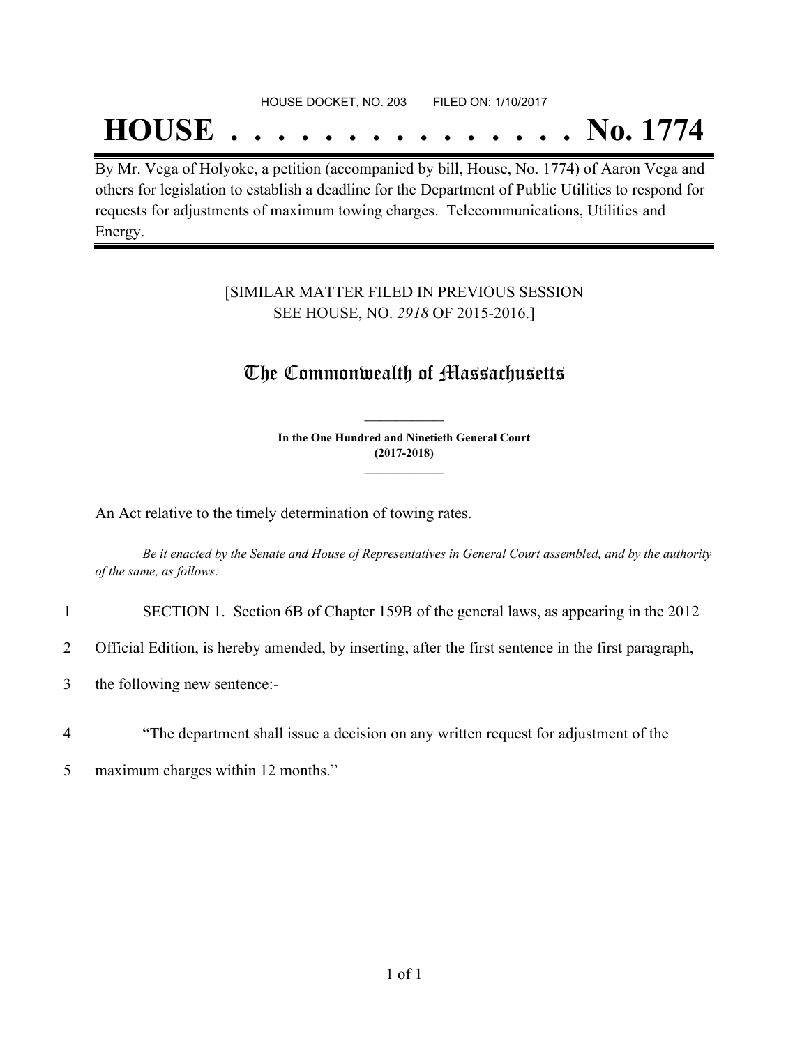HOUSE DOCKET, NO. 203        FILED ON: 1/10/2017

# HOUSE . . . . . . . . . . . . . . . No. 1774

By Mr. Vega of Holyoke, a petition (accompanied by bill, House, No. 1774) of Aaron Vega and others for legislation to establish a deadline for the Department of Public Utilities to respond for requests for adjustments of maximum towing charges. Telecommunications, Utilities and Energy.

[SIMILAR MATTER FILED IN PREVIOUS SESSION
SEE HOUSE, NO. *2918* OF 2015-2016.]

## The Commonwealth of Massachusetts

**In the One Hundred and Ninetieth General Court**
**(2017-2018)**

An Act relative to the timely determination of towing rates.

*Be it enacted by the Senate and House of Representatives in General Court assembled, and by the authority of the same, as follows:*

1 SECTION 1. Section 6B of Chapter 159B of the general laws, as appearing in the 2012

2 Official Edition, is hereby amended, by inserting, after the first sentence in the first paragraph,

3 the following new sentence:-

4 "The department shall issue a decision on any written request for adjustment of the

5 maximum charges within 12 months."